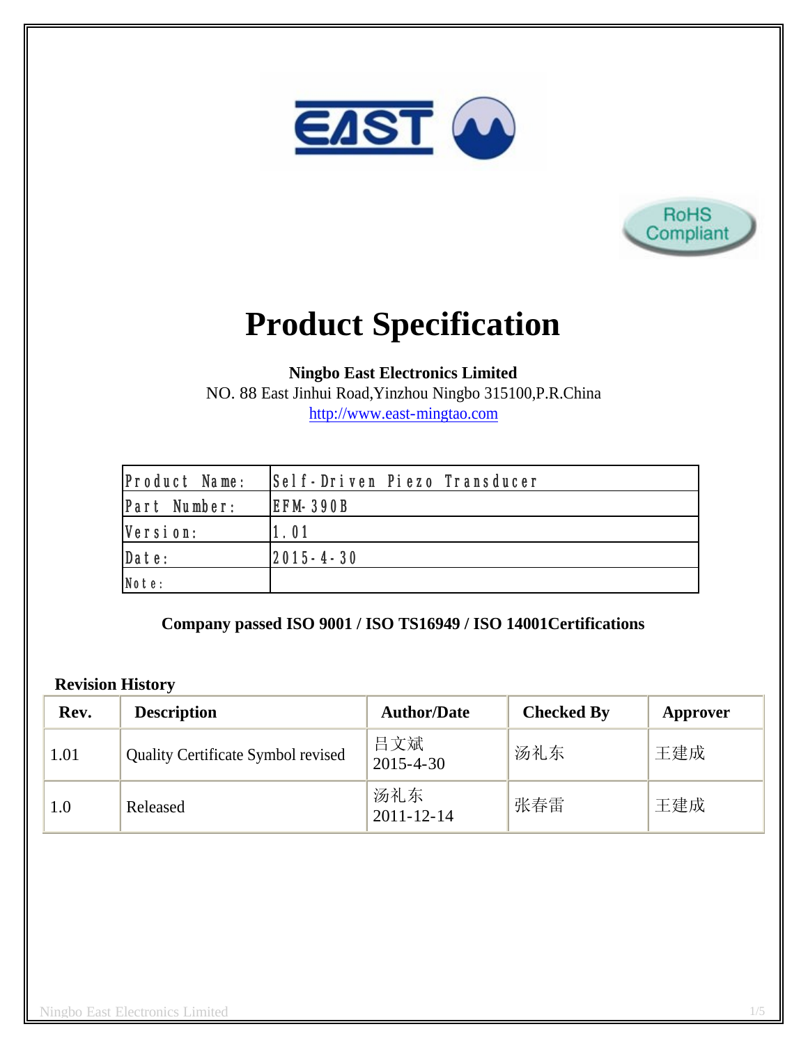# Product Specification

**Ningbo East Electronics Limited**
NO. 88 East Jinhui Road,Yinzhou Ningbo 315100,P.R.China
http://www.east-mingtao.com

| | |
|---|---|
| Product Name: | Self-Driven Piezo Transducer |
| Part Number: | EFM-390B |
| Version: | 1.01 |
| Date: | 2015-4-30 |
| Note: | |

**Company passed ISO 9001 / ISO TS16949 / ISO 14001Certifications**

**Revision History**

| Rev. | Description | Author/Date | Checked By | Approver |
|---|---|---|---|---|
| 1.01 | Quality Certificate Symbol revised | 吕文斌 2015-4-30 | 汤礼东 | 王建成 |
| 1.0 | Released | 汤礼东 2011-12-14 | 张春雷 | 王建成 |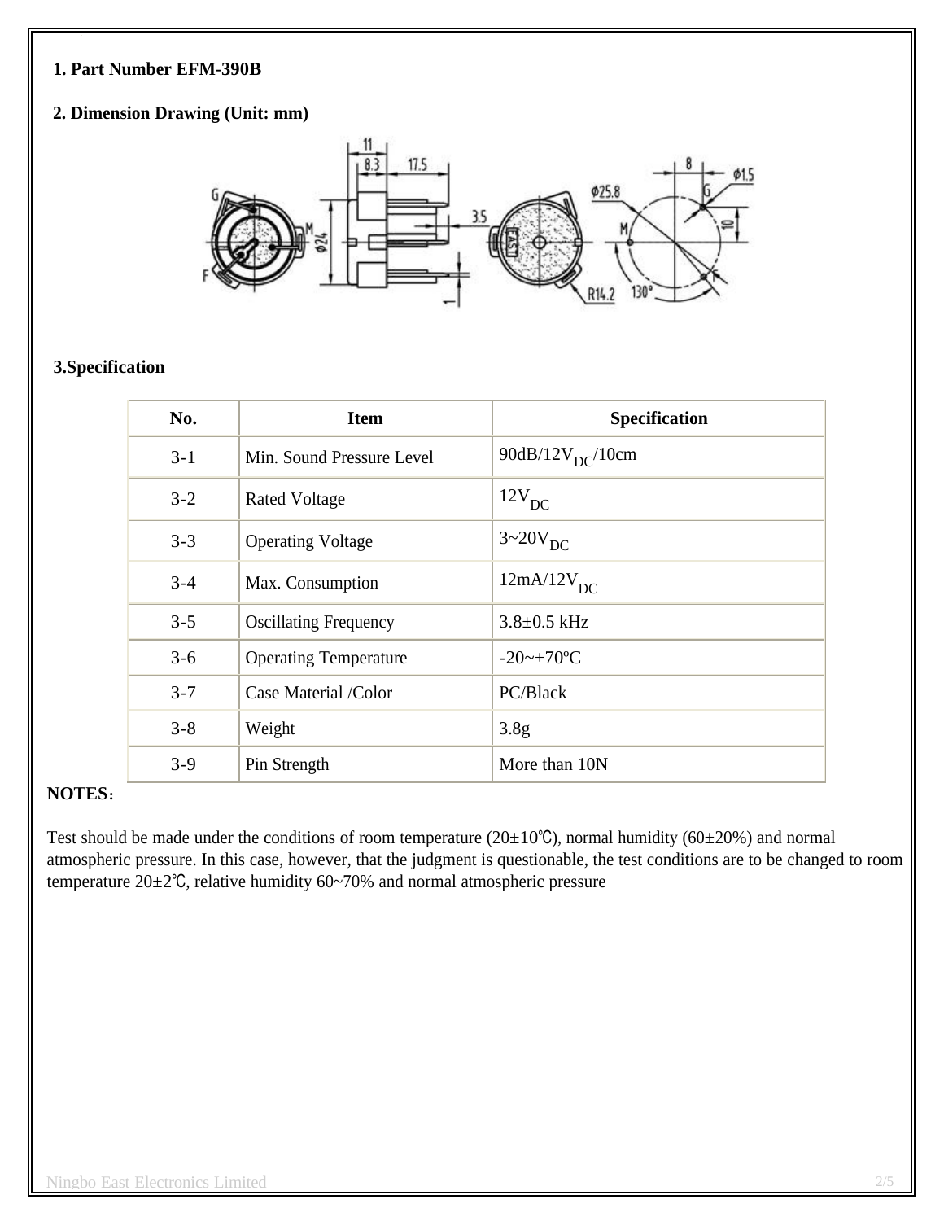**1. Part Number EFM-390B**

**2. Dimension Drawing (Unit: mm)**

**3.Specification**

| No. | Item | Specification |
|---|---|---|
| 3-1 | Min. Sound Pressure Level | 90dB/12$V_{DC}$/10cm |
| 3-2 | Rated Voltage | 12$V_{DC}$ |
| 3-3 | Operating Voltage | 3~20$V_{DC}$ |
| 3-4 | Max. Consumption | 12mA/12$V_{DC}$ |
| 3-5 | Oscillating Frequency | 3.8±0.5 kHz |
| 3-6 | Operating Temperature | -20~+70ºC |
| 3-7 | Case Material /Color | PC/Black |
| 3-8 | Weight | 3.8g |
| 3-9 | Pin Strength | More than 10N |

**NOTES：**

Test should be made under the conditions of room temperature (20±10℃), normal humidity (60±20%) and normal atmospheric pressure. In this case, however, that the judgment is questionable, the test conditions are to be changed to room temperature 20±2℃, relative humidity 60~70% and normal atmospheric pressure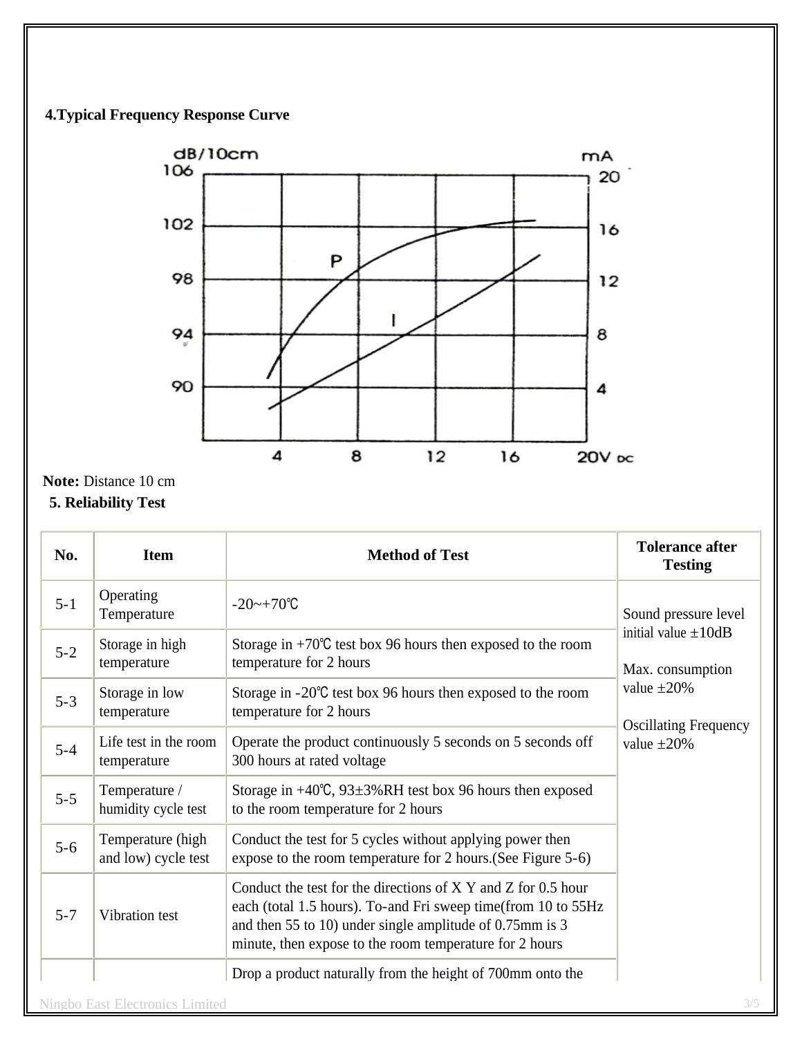## 4.Typical Frequency Response Curve

**Note:** Distance 10 cm

## 5. Reliability Test

| No. | Item | Method of Test | Tolerance after Testing |
|---|---|---|---|
| 5-1 | Operating Temperature | -20~+70℃ | Sound pressure level initial value ±10dB<br><br>Max. consumption value ±20%<br><br>Oscillating Frequency value ±20% |
| 5-2 | Storage in high temperature | Storage in +70℃ test box 96 hours then exposed to the room temperature for 2 hours | |
| 5-3 | Storage in low temperature | Storage in -20℃ test box 96 hours then exposed to the room temperature for 2 hours | |
| 5-4 | Life test in the room temperature | Operate the product continuously 5 seconds on 5 seconds off 300 hours at rated voltage | |
| 5-5 | Temperature / humidity cycle test | Storage in +40℃, 93±3%RH test box 96 hours then exposed to the room temperature for 2 hours | |
| 5-6 | Temperature (high and low) cycle test | Conduct the test for 5 cycles without applying power then expose to the room temperature for 2 hours.(See Figure 5-6) | |
| 5-7 | Vibration test | Conduct the test for the directions of X Y and Z for 0.5 hour each (total 1.5 hours). To-and Fri sweep time(from 10 to 55Hz and then 55 to 10) under single amplitude of 0.75mm is 3 minute, then expose to the room temperature for 2 hours | |
| | | Drop a product naturally from the height of 700mm onto the | |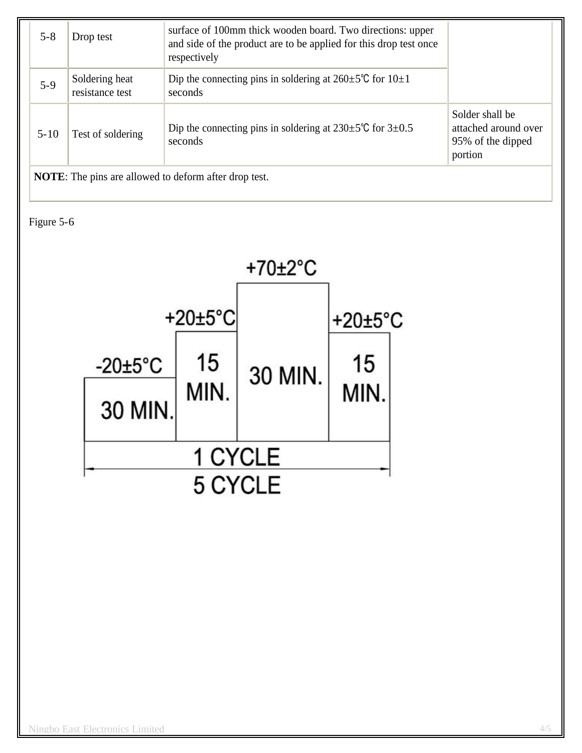| 5-8 | Drop test | surface of 100mm thick wooden board. Two directions: upper and side of the product are to be applied for this drop test once respectively | |
|---|---|---|---|
| 5-9 | Soldering heat resistance test | Dip the connecting pins in soldering at 260±5℃ for 10±1 seconds | |
| 5-10 | Test of soldering | Dip the connecting pins in soldering at 230±5℃ for 3±0.5 seconds | Solder shall be attached around over 95% of the dipped portion |
| **NOTE**: The pins are allowed to deform after drop test. | | | |

Figure 5-6

-20±5°C 30 MIN. | +20±5°C 15 MIN. | +70±2°C 30 MIN. | +20±5°C 15 MIN.

1 CYCLE

5 CYCLE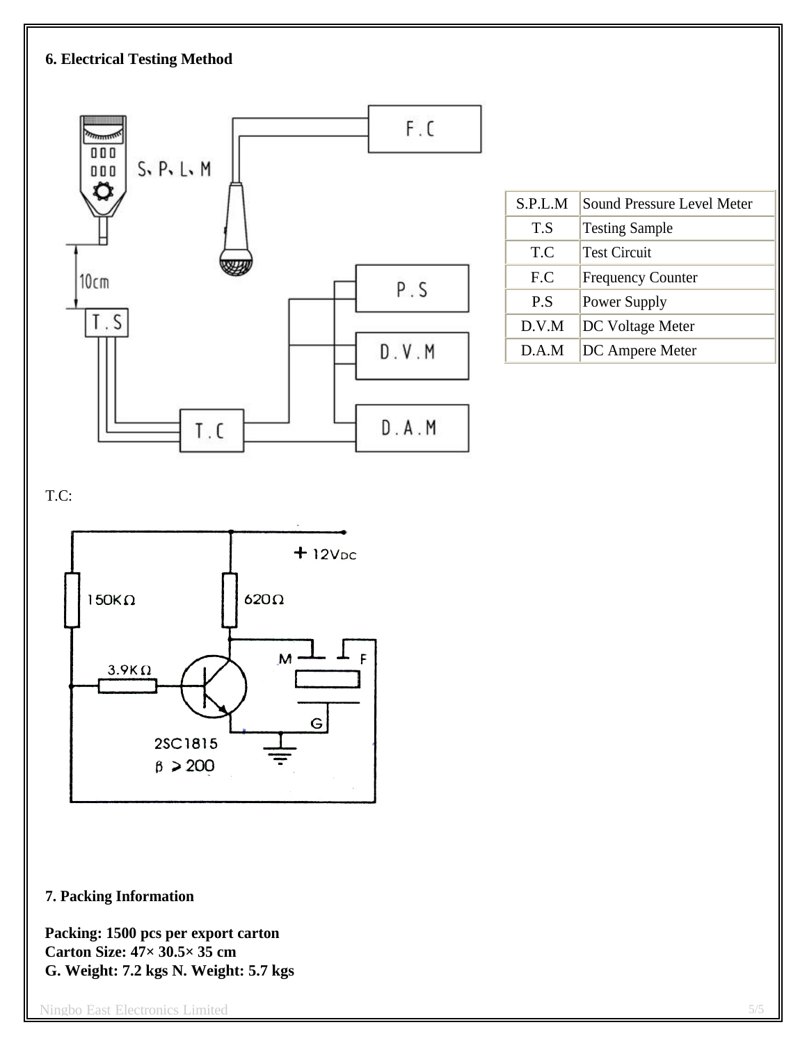### 6. Electrical Testing Method

S、P、L、M

F.C

10cm

T.S

P.S

D.V.M

T.C

D.A.M

| | |
|---|---|
| S.P.L.M | Sound Pressure Level Meter |
| T.S | Testing Sample |
| T.C | Test Circuit |
| F.C | Frequency Counter |
| P.S | Power Supply |
| D.V.M | DC Voltage Meter |
| D.A.M | DC Ampere Meter |

T.C:

+ 12VDC

150KΩ

620Ω

3.9KΩ

M

F

G

2SC1815

β > 200

### 7. Packing Information

**Packing: 1500 pcs per export carton**
**Carton Size: 47× 30.5× 35 cm**
**G. Weight: 7.2 kgs N. Weight: 5.7 kgs**